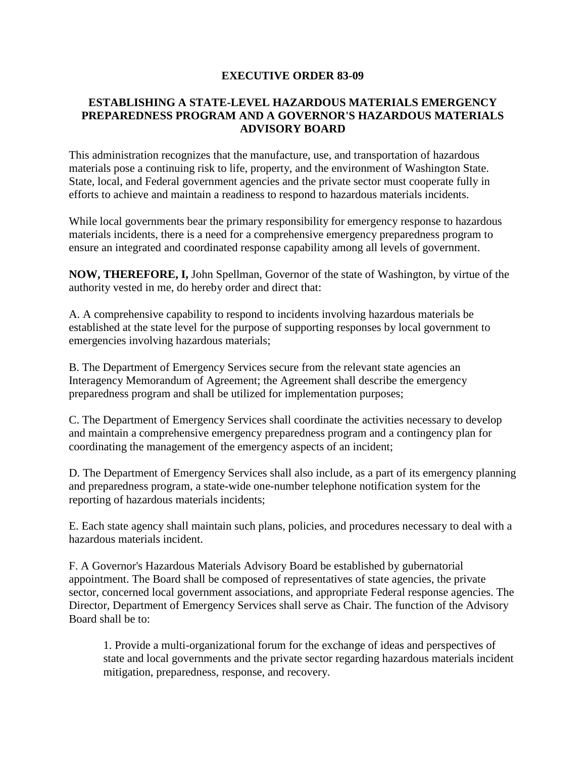# EXECUTIVE ORDER 83-09

## ESTABLISHING A STATE-LEVEL HAZARDOUS MATERIALS EMERGENCY PREPAREDNESS PROGRAM AND A GOVERNOR'S HAZARDOUS MATERIALS ADVISORY BOARD

This administration recognizes that the manufacture, use, and transportation of hazardous materials pose a continuing risk to life, property, and the environment of Washington State. State, local, and Federal government agencies and the private sector must cooperate fully in efforts to achieve and maintain a readiness to respond to hazardous materials incidents.

While local governments bear the primary responsibility for emergency response to hazardous materials incidents, there is a need for a comprehensive emergency preparedness program to ensure an integrated and coordinated response capability among all levels of government.

**NOW, THEREFORE, I,** John Spellman, Governor of the state of Washington, by virtue of the authority vested in me, do hereby order and direct that:

A. A comprehensive capability to respond to incidents involving hazardous materials be established at the state level for the purpose of supporting responses by local government to emergencies involving hazardous materials;

B. The Department of Emergency Services secure from the relevant state agencies an Interagency Memorandum of Agreement; the Agreement shall describe the emergency preparedness program and shall be utilized for implementation purposes;

C. The Department of Emergency Services shall coordinate the activities necessary to develop and maintain a comprehensive emergency preparedness program and a contingency plan for coordinating the management of the emergency aspects of an incident;

D. The Department of Emergency Services shall also include, as a part of its emergency planning and preparedness program, a state-wide one-number telephone notification system for the reporting of hazardous materials incidents;

E. Each state agency shall maintain such plans, policies, and procedures necessary to deal with a hazardous materials incident.

F. A Governor's Hazardous Materials Advisory Board be established by gubernatorial appointment. The Board shall be composed of representatives of state agencies, the private sector, concerned local government associations, and appropriate Federal response agencies. The Director, Department of Emergency Services shall serve as Chair. The function of the Advisory Board shall be to:

> 1. Provide a multi-organizational forum for the exchange of ideas and perspectives of state and local governments and the private sector regarding hazardous materials incident mitigation, preparedness, response, and recovery.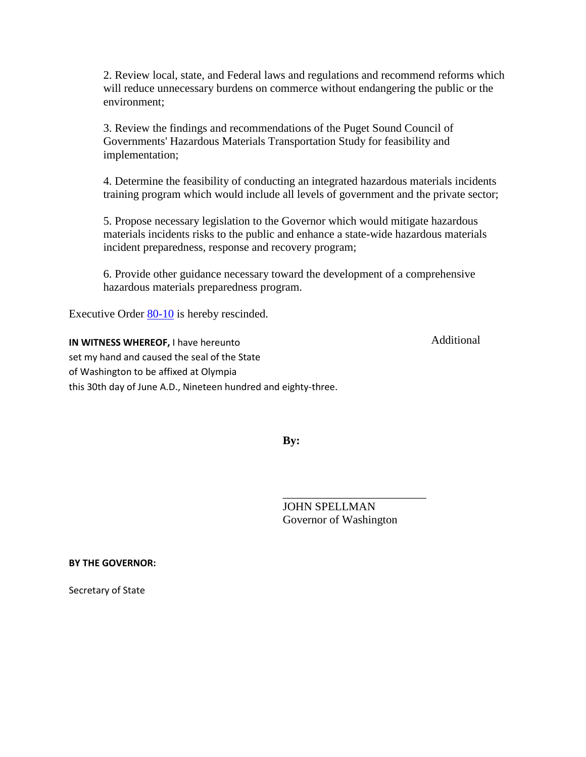2. Review local, state, and Federal laws and regulations and recommend reforms which will reduce unnecessary burdens on commerce without endangering the public or the environment;

3. Review the findings and recommendations of the Puget Sound Council of Governments' Hazardous Materials Transportation Study for feasibility and implementation;

4. Determine the feasibility of conducting an integrated hazardous materials incidents training program which would include all levels of government and the private sector;

5. Propose necessary legislation to the Governor which would mitigate hazardous materials incidents risks to the public and enhance a state-wide hazardous materials incident preparedness, response and recovery program;

6. Provide other guidance necessary toward the development of a comprehensive hazardous materials preparedness program.

Executive Order 80-10 is hereby rescinded.

**IN WITNESS WHEREOF,** I have hereunto set my hand and caused the seal of the State of Washington to be affixed at Olympia this 30th day of June A.D., Nineteen hundred and eighty-three.

Additional

**By:**

\_\_\_\_\_\_\_\_\_\_\_\_\_\_\_\_\_\_\_\_\_\_\_\_\_\_

JOHN SPELLMAN
Governor of Washington

**BY THE GOVERNOR:**

Secretary of State